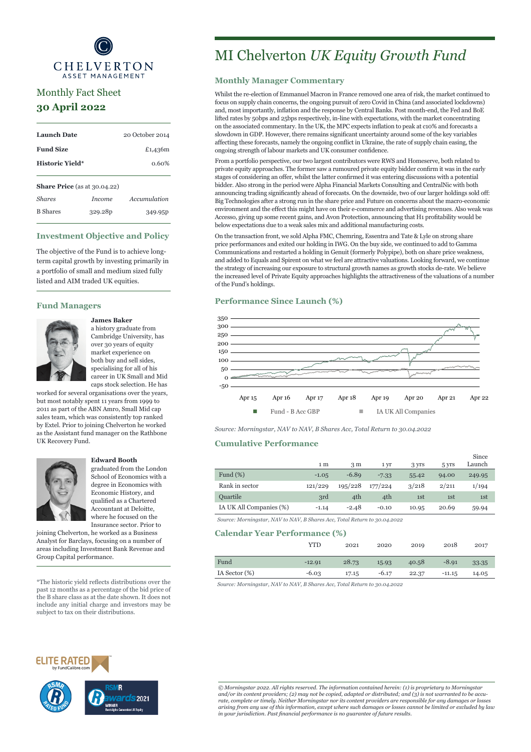CHELVERTON
ASSET MANAGEMENT

Monthly Fact Sheet

**30 April 2022**

| | |
|---|---|
| **Launch Date** | 20 October 2014 |
| **Fund Size** | £1,436m |
| **Historic Yield*** | 0.60% |

**Share Price** (as at 30.04.22)

| *Shares* | *Income* | *Accumulation* |
|---|---|---|
| B Shares | 329.28p | 349.95p |

## Investment Objective and Policy

The objective of the Fund is to achieve long-term capital growth by investing primarily in a portfolio of small and medium sized fully listed and AIM traded UK equities.

## Fund Managers

**James Baker** a history graduate from Cambridge University, has over 30 years of equity market experience on both buy and sell sides, specialising for all of his career in UK Small and Mid caps stock selection. He has worked for several organisations over the years, but most notably spent 11 years from 1999 to 2011 as part of the ABN Amro, Small Mid cap sales team, which was consistently top ranked by Extel. Prior to joining Chelverton he worked as the Assistant fund manager on the Rathbone UK Recovery Fund.

**Edward Booth** graduated from the London School of Economics with a degree in Economics with Economic History, and qualified as a Chartered Accountant at Deloitte, where he focused on the Insurance sector. Prior to joining Chelverton, he worked as a Business Analyst for Barclays, focusing on a number of areas including Investment Bank Revenue and Group Capital performance.

*The historic yield reflects distributions over the past 12 months as a percentage of the bid price of the B share class as at the date shown. It does not include any initial charge and investors may be subject to tax on their distributions.

# MI Chelverton *UK Equity Growth Fund*

## Monthly Manager Commentary

Whilst the re-election of Emmanuel Macron in France removed one area of risk, the market continued to focus on supply chain concerns, the ongoing pursuit of zero Covid in China (and associated lockdowns) and, most importantly, inflation and the response by Central Banks. Post month-end, the Fed and BoE lifted rates by 50bps and 25bps respectively, in-line with expectations, with the market concentrating on the associated commentary. In the UK, the MPC expects inflation to peak at c10% and forecasts a slowdown in GDP. However, there remains significant uncertainty around some of the key variables affecting these forecasts, namely the ongoing conflict in Ukraine, the rate of supply chain easing, the ongoing strength of labour markets and UK consumer confidence.

From a portfolio perspective, our two largest contributors were RWS and Homeserve, both related to private equity approaches. The former saw a rumoured private equity bidder confirm it was in the early stages of considering an offer, whilst the latter confirmed it was entering discussions with a potential bidder. Also strong in the period were Alpha Financial Markets Consulting and CentralNic with both announcing trading significantly ahead of forecasts. On the downside, two of our larger holdings sold off: Big Technologies after a strong run in the share price and Future on concerns about the macro-economic environment and the effect this might have on their e-commerce and advertising revenues. Also weak was Accesso, giving up some recent gains, and Avon Protection, announcing that H1 profitability would be below expectations due to a weak sales mix and additional manufacturing costs.

On the transaction front, we sold Alpha FMC, Chemring, Essentra and Tate & Lyle on strong share price performances and exited our holding in IWG. On the buy side, we continued to add to Gamma Communications and restarted a holding in Genuit (formerly Polypipe), both on share price weakness, and added to Equals and Spirent on what we feel are attractive valuations. Looking forward, we continue the strategy of increasing our exposure to structural growth names as growth stocks de-rate. We believe the increased level of Private Equity approaches highlights the attractiveness of the valuations of a number of the Fund's holdings.

## Performance Since Launch (%)

Fund - B Acc GBP | IA UK All Companies

*Source: Morningstar, NAV to NAV, B Shares Acc, Total Return to 30.04.2022*

## Cumulative Performance

| | 1 m | 3 m | 1 yr | 3 yrs | 5 yrs | Since Launch |
|---|---|---|---|---|---|---|
| Fund (%) | -1.05 | -6.89 | -7.33 | 55.42 | 94.00 | 249.95 |
| Rank in sector | 121/229 | 195/228 | 177/224 | 3/218 | 2/211 | 1/194 |
| Quartile | 3rd | 4th | 4th | 1st | 1st | 1st |
| IA UK All Companies (%) | -1.14 | -2.48 | -0.10 | 10.95 | 20.69 | 59.94 |

*Source: Morningstar, NAV to NAV, B Shares Acc, Total Return to 30.04.2022*

## Calendar Year Performance (%)

| | YTD | 2021 | 2020 | 2019 | 2018 | 2017 |
|---|---|---|---|---|---|---|
| Fund | -12.91 | 28.73 | 15.93 | 40.58 | -8.91 | 33.35 |
| IA Sector (%) | -6.03 | 17.15 | -6.17 | 22.37 | -11.15 | 14.05 |

*Source: Morningstar, NAV to NAV, B Shares Acc, Total Return to 30.04.2022*

ELITE RATED by FundCalibre.com

RSMR Rated Fund

RSMR awards 2021 WINNER Best Alpha Generation UK Equity

*© Morningstar 2022. All rights reserved. The information contained herein: (1) is proprietary to Morningstar and/or its content providers; (2) may not be copied, adapted or distributed; and (3) is not warranted to be accurate, complete or timely. Neither Morningstar nor its content providers are responsible for any damages or losses arising from any use of this information, except where such damages or losses cannot be limited or excluded by law in your jurisdiction. Past financial performance is no guarantee of future results.*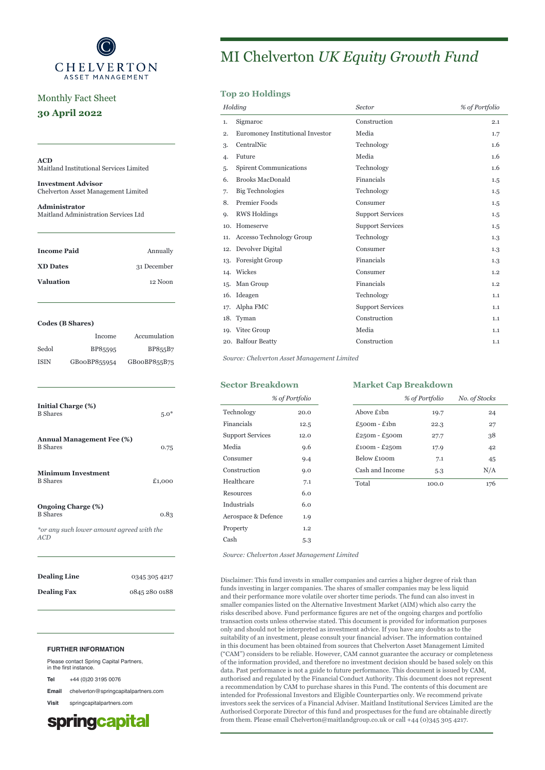CHELVERTON
ASSET MANAGEMENT

## Monthly Fact Sheet

**30 April 2022**

**ACD**
Maitland Institutional Services Limited

**Investment Advisor**
Chelverton Asset Management Limited

**Administrator**
Maitland Administration Services Ltd

| | |
|---|---|
| **Income Paid** | Annually |
| **XD Dates** | 31 December |
| **Valuation** | 12 Noon |

**Codes (B Shares)**

| | Income | Accumulation |
|---|---|---|
| Sedol | BP85595 | BP855B7 |
| ISIN | GB00BP855954 | GB00BP855B75 |

**Initial Charge (%)**
B Shares 5.0*

**Annual Management Fee (%)**
B Shares 0.75

**Minimum Investment**
B Shares £1,000

**Ongoing Charge (%)**
B Shares 0.83

*or any such lower amount agreed with the ACD

| | |
|---|---|
| **Dealing Line** | 0345 305 4217 |
| **Dealing Fax** | 0845 280 0188 |

**FURTHER INFORMATION**

Please contact Spring Capital Partners, in the first instance.

**Tel** +44 (0)20 3195 0076

**Email** chelverton@springcapitalpartners.com

**Visit** springcapitalpartners.com

springcapital

# MI Chelverton *UK Equity Growth Fund*

## Top 20 Holdings

| Holding | Sector | % of Portfolio |
|---|---|---|
| 1. Sigmaroc | Construction | 2.1 |
| 2. Euromoney Institutional Investor | Media | 1.7 |
| 3. CentralNic | Technology | 1.6 |
| 4. Future | Media | 1.6 |
| 5. Spirent Communications | Technology | 1.6 |
| 6. Brooks MacDonald | Financials | 1.5 |
| 7. Big Technologies | Technology | 1.5 |
| 8. Premier Foods | Consumer | 1.5 |
| 9. RWS Holdings | Support Services | 1.5 |
| 10. Homeserve | Support Services | 1.5 |
| 11. Accesso Technology Group | Technology | 1.3 |
| 12. Devolver Digital | Consumer | 1.3 |
| 13. Foresight Group | Financials | 1.3 |
| 14. Wickes | Consumer | 1.2 |
| 15. Man Group | Financials | 1.2 |
| 16. Ideagen | Technology | 1.1 |
| 17. Alpha FMC | Support Services | 1.1 |
| 18. Tyman | Construction | 1.1 |
| 19. Vitec Group | Media | 1.1 |
| 20. Balfour Beatty | Construction | 1.1 |

*Source: Chelverton Asset Management Limited*

## Sector Breakdown

| | % of Portfolio |
|---|---|
| Technology | 20.0 |
| Financials | 12.5 |
| Support Services | 12.0 |
| Media | 9.6 |
| Consumer | 9.4 |
| Construction | 9.0 |
| Healthcare | 7.1 |
| Resources | 6.0 |
| Industrials | 6.0 |
| Aerospace & Defence | 1.9 |
| Property | 1.2 |
| Cash | 5.3 |

## Market Cap Breakdown

| | % of Portfolio | No. of Stocks |
|---|---|---|
| Above £1bn | 19.7 | 24 |
| £500m - £1bn | 22.3 | 27 |
| £250m - £500m | 27.7 | 38 |
| £100m - £250m | 17.9 | 42 |
| Below £100m | 7.1 | 45 |
| Cash and Income | 5.3 | N/A |
| Total | 100.0 | 176 |

*Source: Chelverton Asset Management Limited*

Disclaimer: This fund invests in smaller companies and carries a higher degree of risk than funds investing in larger companies. The shares of smaller companies may be less liquid and their performance more volatile over shorter time periods. The fund can also invest in smaller companies listed on the Alternative Investment Market (AIM) which also carry the risks described above. Fund performance figures are net of the ongoing charges and portfolio transaction costs unless otherwise stated. This document is provided for information purposes only and should not be interpreted as investment advice. If you have any doubts as to the suitability of an investment, please consult your financial adviser. The information contained in this document has been obtained from sources that Chelverton Asset Management Limited ("CAM") considers to be reliable. However, CAM cannot guarantee the accuracy or completeness of the information provided, and therefore no investment decision should be based solely on this data. Past performance is not a guide to future performance. This document is issued by CAM, authorised and regulated by the Financial Conduct Authority. This document does not represent a recommendation by CAM to purchase shares in this Fund. The contents of this document are intended for Professional Investors and Eligible Counterparties only. We recommend private investors seek the services of a Financial Adviser. Maitland Institutional Services Limited are the Authorised Corporate Director of this fund and prospectuses for the fund are obtainable directly from them. Please email Chelverton@maitlandgroup.co.uk or call +44 (0)345 305 4217.